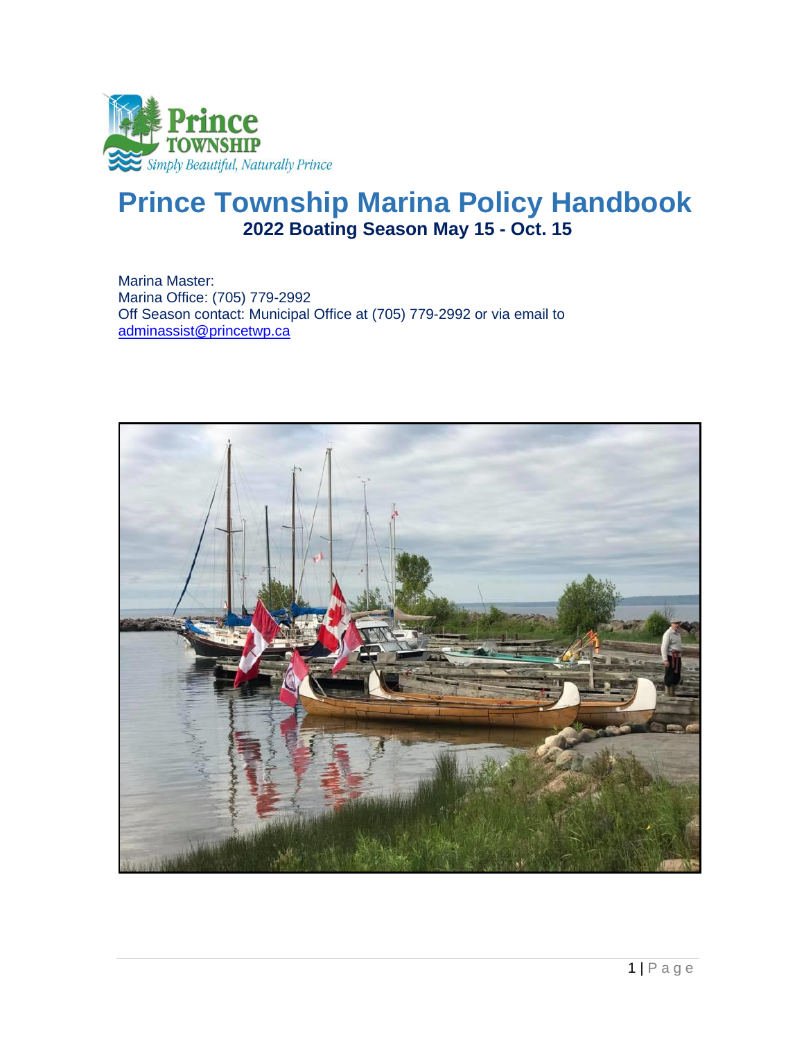# Prince Township Marina Policy Handbook

## 2022 Boating Season May 15 - Oct. 15

Marina Master:
Marina Office: (705) 779-2992
Off Season contact: Municipal Office at (705) 779-2992 or via email to adminassist@princetwp.ca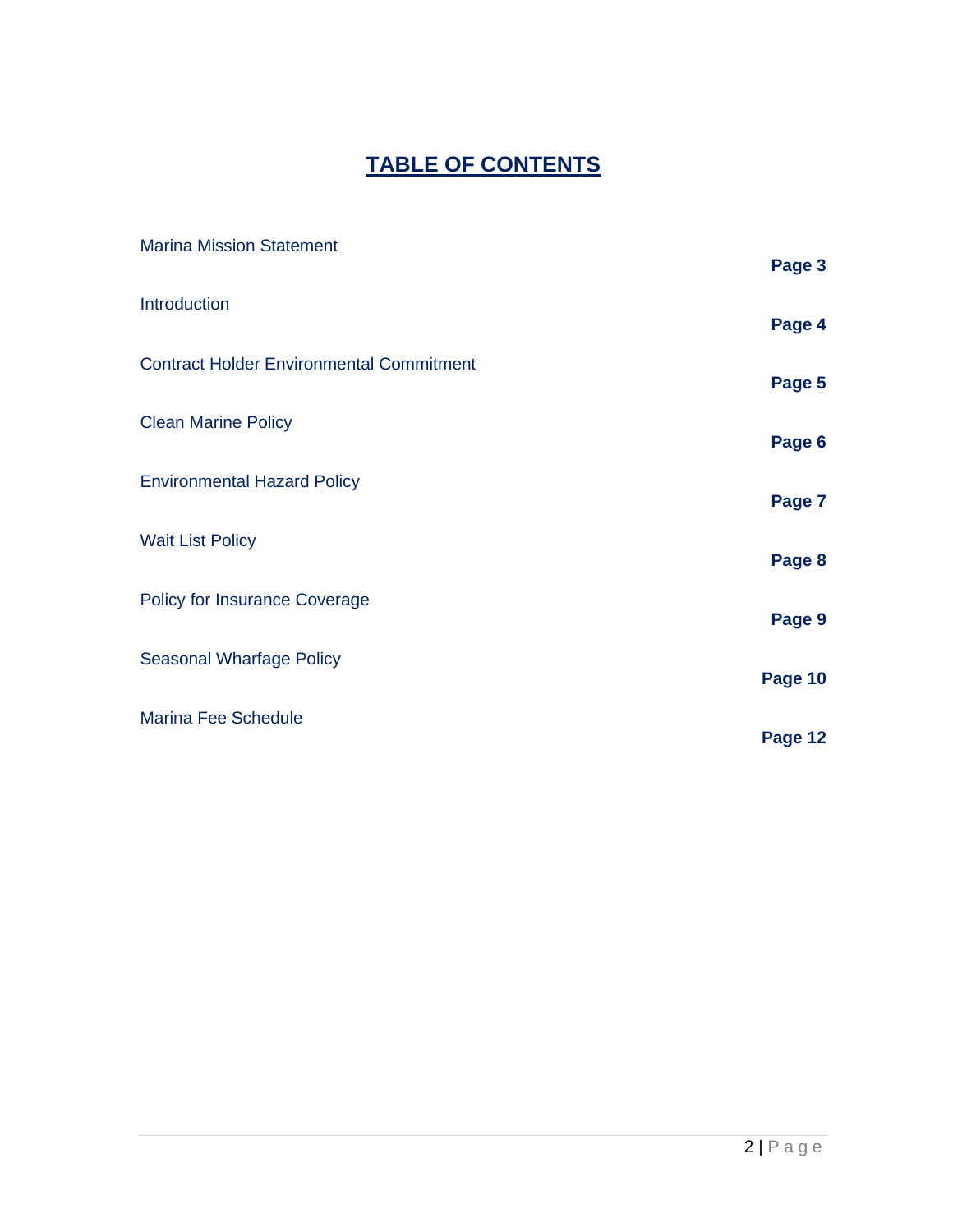# TABLE OF CONTENTS

| | |
|---|---|
| Marina Mission Statement | **Page 3** |
| Introduction | **Page 4** |
| Contract Holder Environmental Commitment | **Page 5** |
| Clean Marine Policy | **Page 6** |
| Environmental Hazard Policy | **Page 7** |
| Wait List Policy | **Page 8** |
| Policy for Insurance Coverage | **Page 9** |
| Seasonal Wharfage Policy | **Page 10** |
| Marina Fee Schedule | **Page 12** |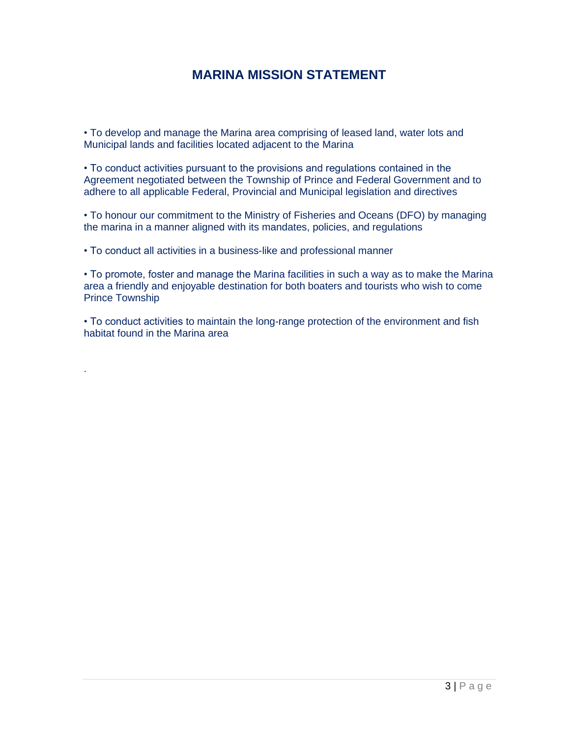# MARINA MISSION STATEMENT

• To develop and manage the Marina area comprising of leased land, water lots and Municipal lands and facilities located adjacent to the Marina

• To conduct activities pursuant to the provisions and regulations contained in the Agreement negotiated between the Township of Prince and Federal Government and to adhere to all applicable Federal, Provincial and Municipal legislation and directives

• To honour our commitment to the Ministry of Fisheries and Oceans (DFO) by managing the marina in a manner aligned with its mandates, policies, and regulations

• To conduct all activities in a business-like and professional manner

• To promote, foster and manage the Marina facilities in such a way as to make the Marina area a friendly and enjoyable destination for both boaters and tourists who wish to come Prince Township

• To conduct activities to maintain the long-range protection of the environment and fish habitat found in the Marina area

.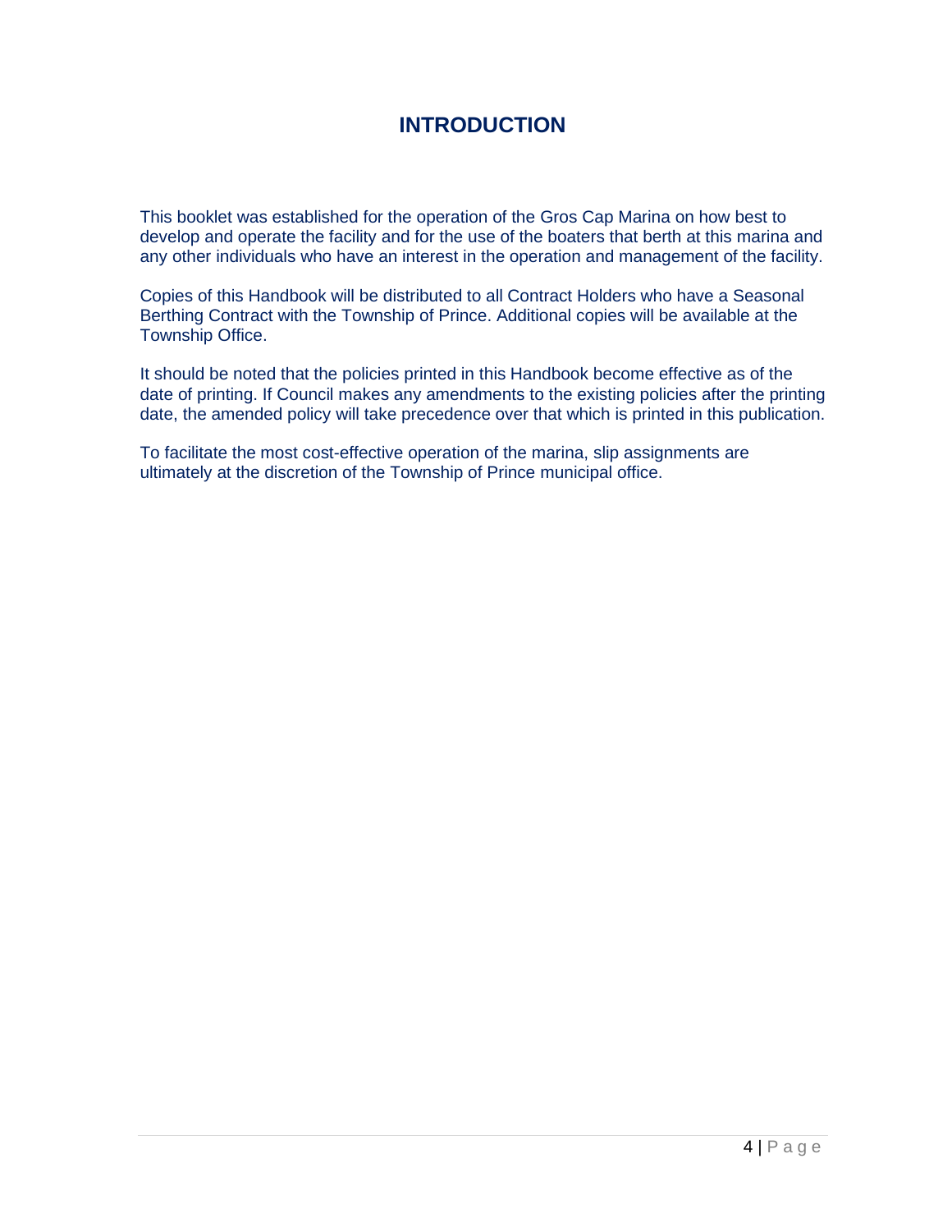# INTRODUCTION

This booklet was established for the operation of the Gros Cap Marina on how best to develop and operate the facility and for the use of the boaters that berth at this marina and any other individuals who have an interest in the operation and management of the facility.

Copies of this Handbook will be distributed to all Contract Holders who have a Seasonal Berthing Contract with the Township of Prince. Additional copies will be available at the Township Office.

It should be noted that the policies printed in this Handbook become effective as of the date of printing. If Council makes any amendments to the existing policies after the printing date, the amended policy will take precedence over that which is printed in this publication.

To facilitate the most cost-effective operation of the marina, slip assignments are ultimately at the discretion of the Township of Prince municipal office.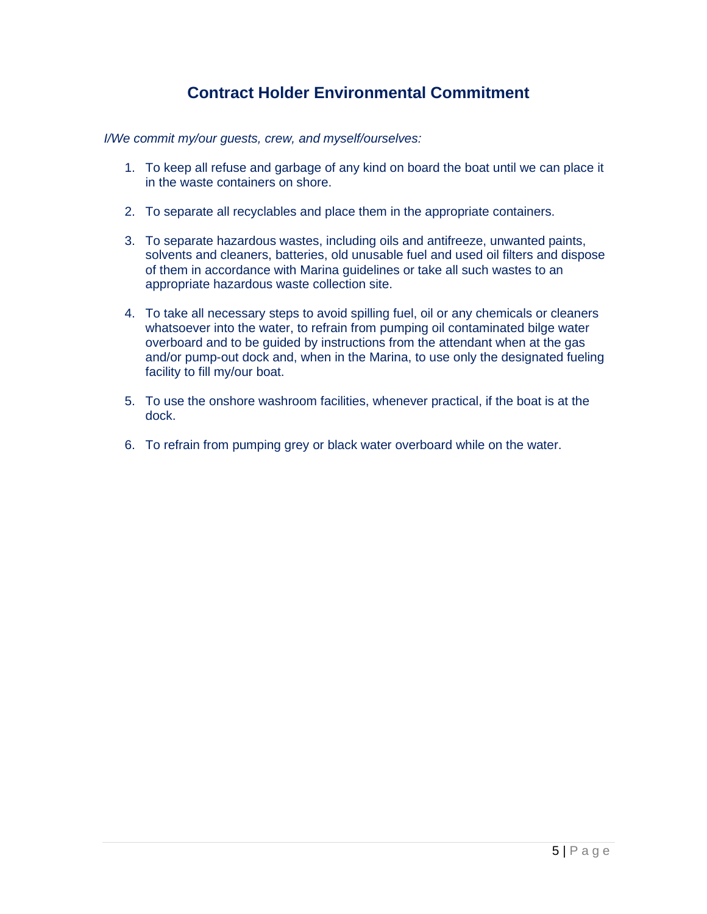## Contract Holder Environmental Commitment

*I/We commit my/our guests, crew, and myself/ourselves:*

1. To keep all refuse and garbage of any kind on board the boat until we can place it in the waste containers on shore.

2. To separate all recyclables and place them in the appropriate containers.

3. To separate hazardous wastes, including oils and antifreeze, unwanted paints, solvents and cleaners, batteries, old unusable fuel and used oil filters and dispose of them in accordance with Marina guidelines or take all such wastes to an appropriate hazardous waste collection site.

4. To take all necessary steps to avoid spilling fuel, oil or any chemicals or cleaners whatsoever into the water, to refrain from pumping oil contaminated bilge water overboard and to be guided by instructions from the attendant when at the gas and/or pump-out dock and, when in the Marina, to use only the designated fueling facility to fill my/our boat.

5. To use the onshore washroom facilities, whenever practical, if the boat is at the dock.

6. To refrain from pumping grey or black water overboard while on the water.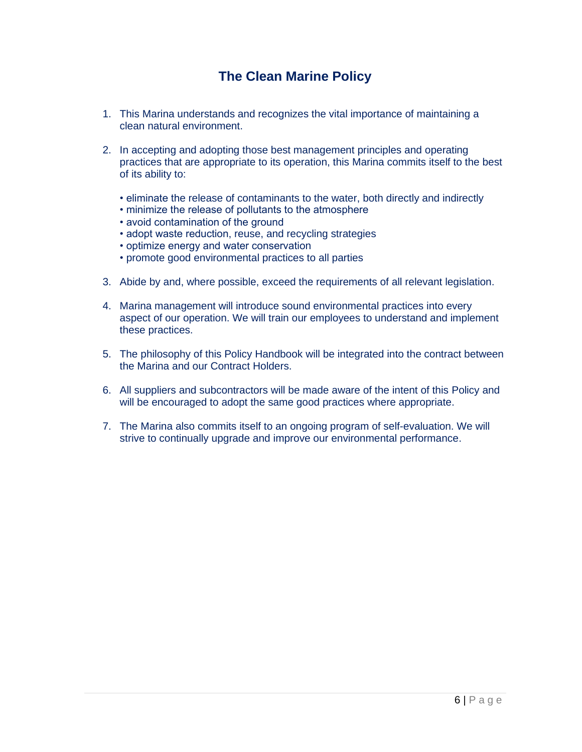# The Clean Marine Policy

1. This Marina understands and recognizes the vital importance of maintaining a clean natural environment.

2. In accepting and adopting those best management principles and operating practices that are appropriate to its operation, this Marina commits itself to the best of its ability to:

   - eliminate the release of contaminants to the water, both directly and indirectly
   - minimize the release of pollutants to the atmosphere
   - avoid contamination of the ground
   - adopt waste reduction, reuse, and recycling strategies
   - optimize energy and water conservation
   - promote good environmental practices to all parties

3. Abide by and, where possible, exceed the requirements of all relevant legislation.

4. Marina management will introduce sound environmental practices into every aspect of our operation. We will train our employees to understand and implement these practices.

5. The philosophy of this Policy Handbook will be integrated into the contract between the Marina and our Contract Holders.

6. All suppliers and subcontractors will be made aware of the intent of this Policy and will be encouraged to adopt the same good practices where appropriate.

7. The Marina also commits itself to an ongoing program of self-evaluation. We will strive to continually upgrade and improve our environmental performance.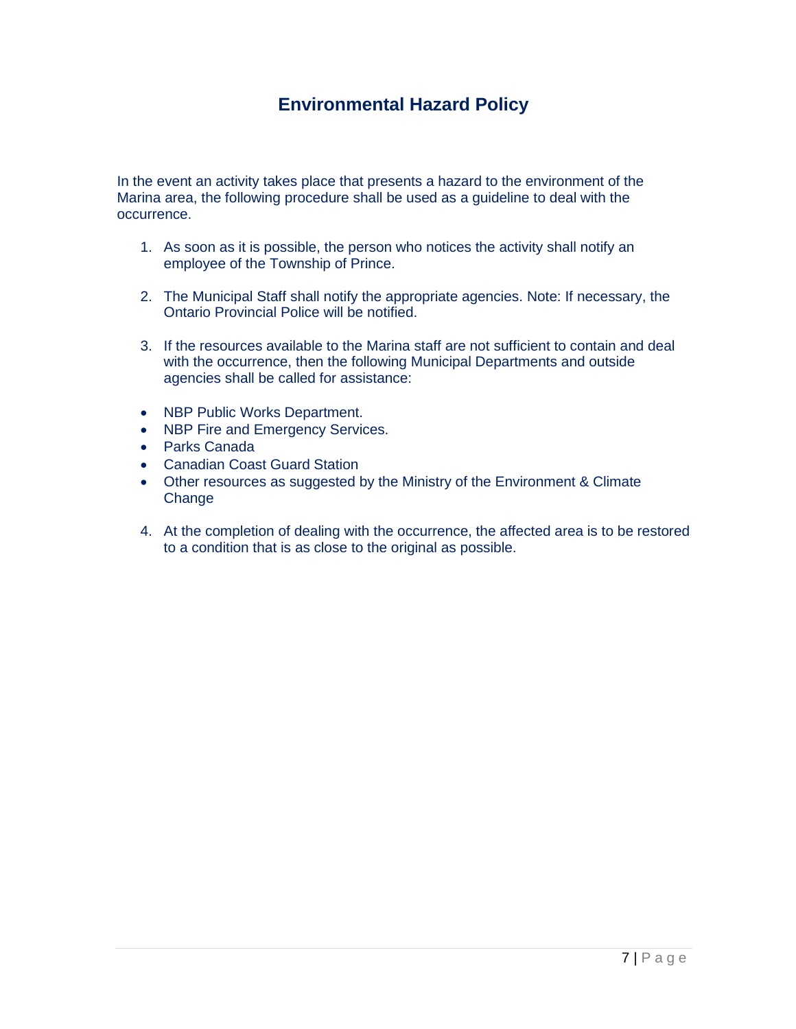# Environmental Hazard Policy

In the event an activity takes place that presents a hazard to the environment of the Marina area, the following procedure shall be used as a guideline to deal with the occurrence.

1. As soon as it is possible, the person who notices the activity shall notify an employee of the Township of Prince.

2. The Municipal Staff shall notify the appropriate agencies. Note: If necessary, the Ontario Provincial Police will be notified.

3. If the resources available to the Marina staff are not sufficient to contain and deal with the occurrence, then the following Municipal Departments and outside agencies shall be called for assistance:

- NBP Public Works Department.
- NBP Fire and Emergency Services.
- Parks Canada
- Canadian Coast Guard Station
- Other resources as suggested by the Ministry of the Environment & Climate Change

4. At the completion of dealing with the occurrence, the affected area is to be restored to a condition that is as close to the original as possible.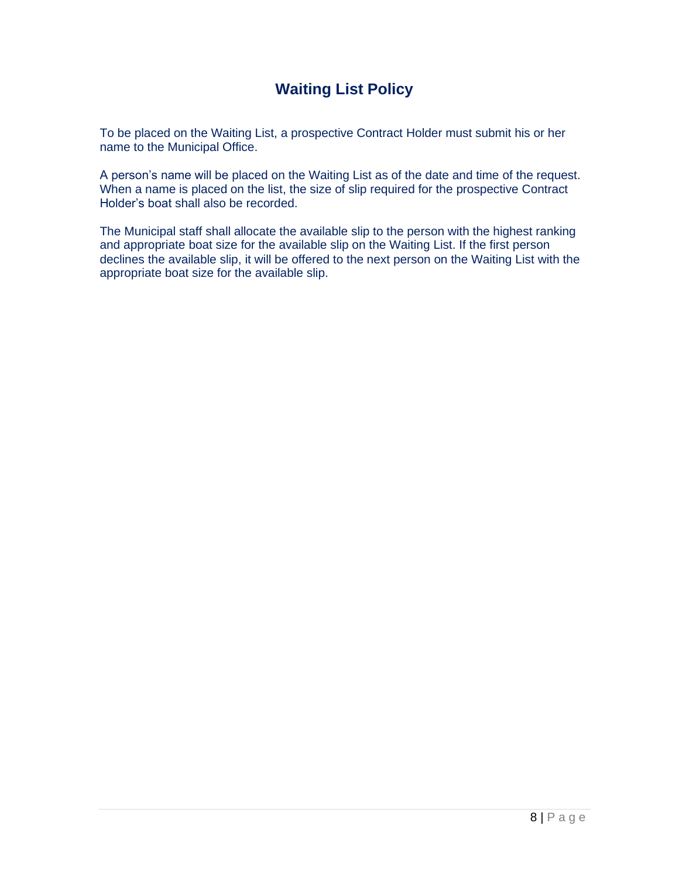## Waiting List Policy

To be placed on the Waiting List, a prospective Contract Holder must submit his or her name to the Municipal Office.

A person's name will be placed on the Waiting List as of the date and time of the request. When a name is placed on the list, the size of slip required for the prospective Contract Holder's boat shall also be recorded.

The Municipal staff shall allocate the available slip to the person with the highest ranking and appropriate boat size for the available slip on the Waiting List. If the first person declines the available slip, it will be offered to the next person on the Waiting List with the appropriate boat size for the available slip.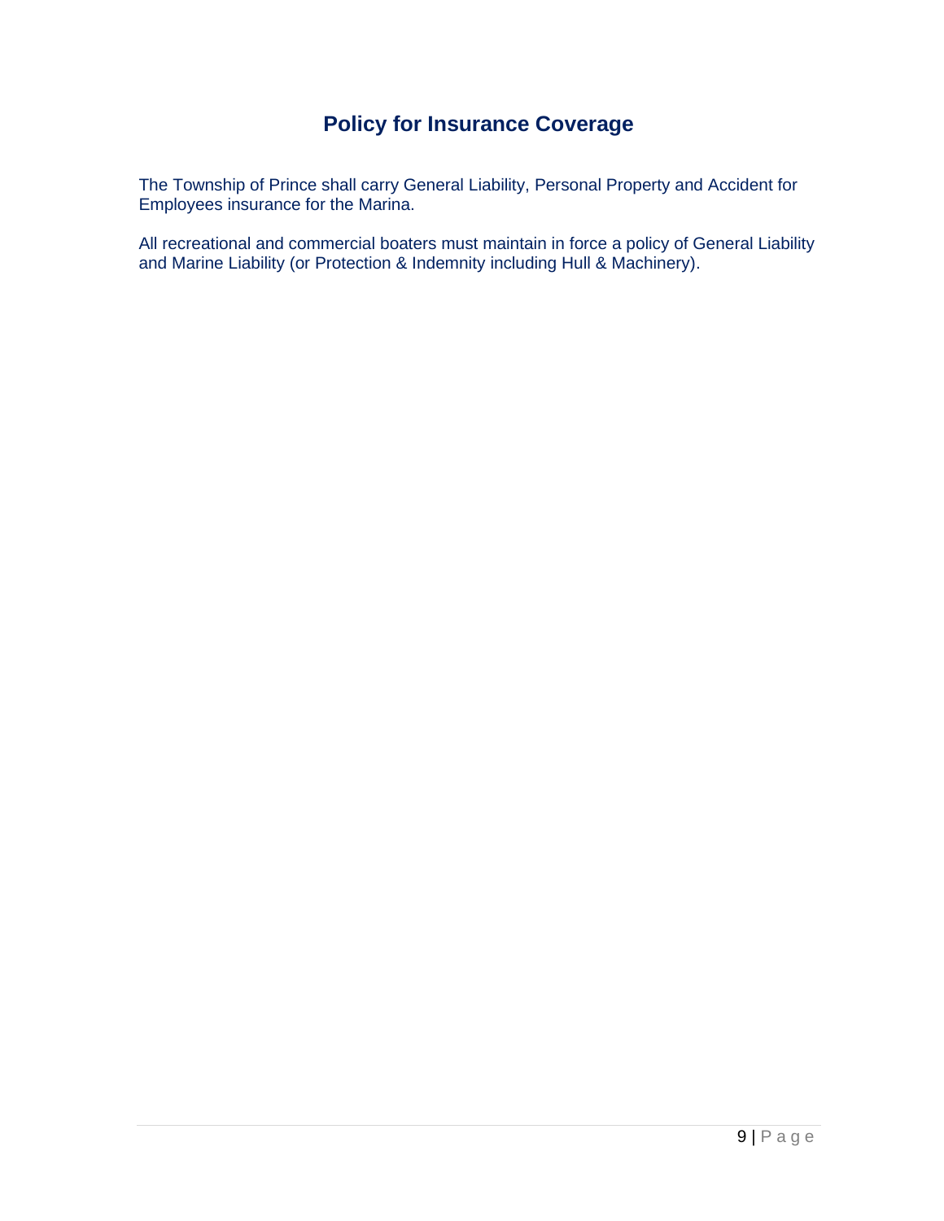# Policy for Insurance Coverage

The Township of Prince shall carry General Liability, Personal Property and Accident for Employees insurance for the Marina.

All recreational and commercial boaters must maintain in force a policy of General Liability and Marine Liability (or Protection & Indemnity including Hull & Machinery).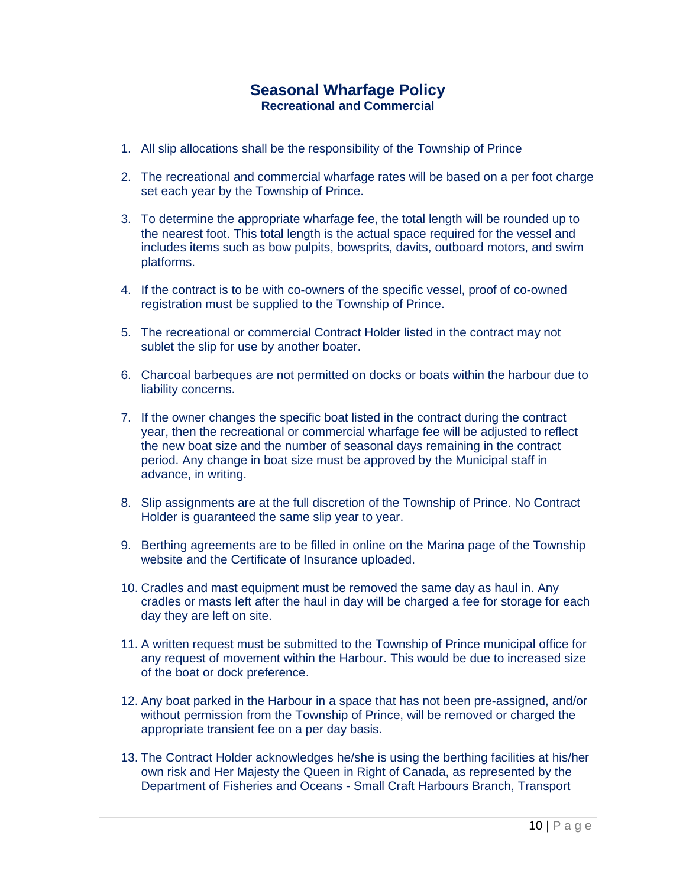# Seasonal Wharfage Policy

### Recreational and Commercial

1. All slip allocations shall be the responsibility of the Township of Prince
2. The recreational and commercial wharfage rates will be based on a per foot charge set each year by the Township of Prince.
3. To determine the appropriate wharfage fee, the total length will be rounded up to the nearest foot. This total length is the actual space required for the vessel and includes items such as bow pulpits, bowsprits, davits, outboard motors, and swim platforms.
4. If the contract is to be with co-owners of the specific vessel, proof of co-owned registration must be supplied to the Township of Prince.
5. The recreational or commercial Contract Holder listed in the contract may not sublet the slip for use by another boater.
6. Charcoal barbeques are not permitted on docks or boats within the harbour due to liability concerns.
7. If the owner changes the specific boat listed in the contract during the contract year, then the recreational or commercial wharfage fee will be adjusted to reflect the new boat size and the number of seasonal days remaining in the contract period. Any change in boat size must be approved by the Municipal staff in advance, in writing.
8. Slip assignments are at the full discretion of the Township of Prince. No Contract Holder is guaranteed the same slip year to year.
9. Berthing agreements are to be filled in online on the Marina page of the Township website and the Certificate of Insurance uploaded.
10. Cradles and mast equipment must be removed the same day as haul in. Any cradles or masts left after the haul in day will be charged a fee for storage for each day they are left on site.
11. A written request must be submitted to the Township of Prince municipal office for any request of movement within the Harbour. This would be due to increased size of the boat or dock preference.
12. Any boat parked in the Harbour in a space that has not been pre-assigned, and/or without permission from the Township of Prince, will be removed or charged the appropriate transient fee on a per day basis.
13. The Contract Holder acknowledges he/she is using the berthing facilities at his/her own risk and Her Majesty the Queen in Right of Canada, as represented by the Department of Fisheries and Oceans - Small Craft Harbours Branch, Transport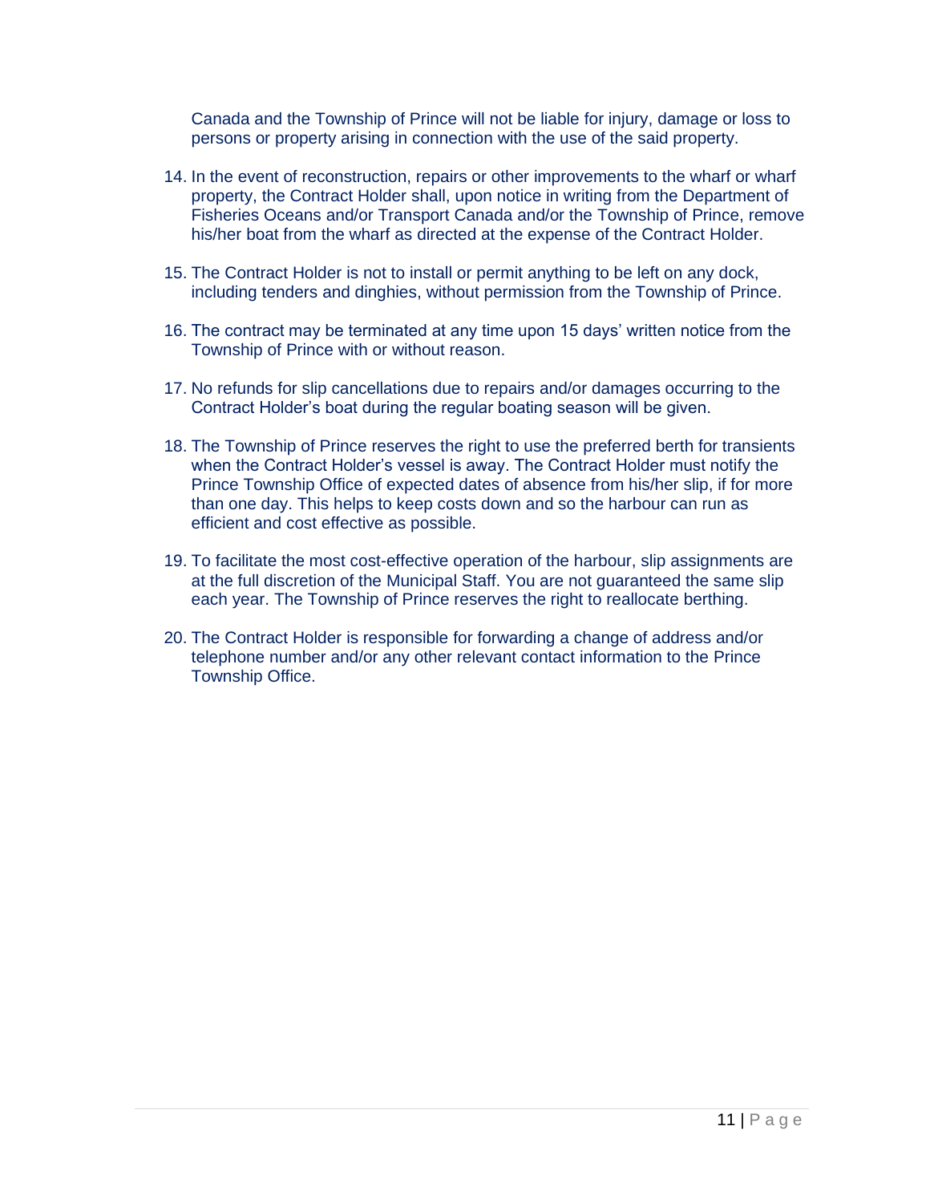Canada and the Township of Prince will not be liable for injury, damage or loss to persons or property arising in connection with the use of the said property.

14. In the event of reconstruction, repairs or other improvements to the wharf or wharf property, the Contract Holder shall, upon notice in writing from the Department of Fisheries Oceans and/or Transport Canada and/or the Township of Prince, remove his/her boat from the wharf as directed at the expense of the Contract Holder.

15. The Contract Holder is not to install or permit anything to be left on any dock, including tenders and dinghies, without permission from the Township of Prince.

16. The contract may be terminated at any time upon 15 days' written notice from the Township of Prince with or without reason.

17. No refunds for slip cancellations due to repairs and/or damages occurring to the Contract Holder's boat during the regular boating season will be given.

18. The Township of Prince reserves the right to use the preferred berth for transients when the Contract Holder's vessel is away. The Contract Holder must notify the Prince Township Office of expected dates of absence from his/her slip, if for more than one day. This helps to keep costs down and so the harbour can run as efficient and cost effective as possible.

19. To facilitate the most cost-effective operation of the harbour, slip assignments are at the full discretion of the Municipal Staff. You are not guaranteed the same slip each year. The Township of Prince reserves the right to reallocate berthing.

20. The Contract Holder is responsible for forwarding a change of address and/or telephone number and/or any other relevant contact information to the Prince Township Office.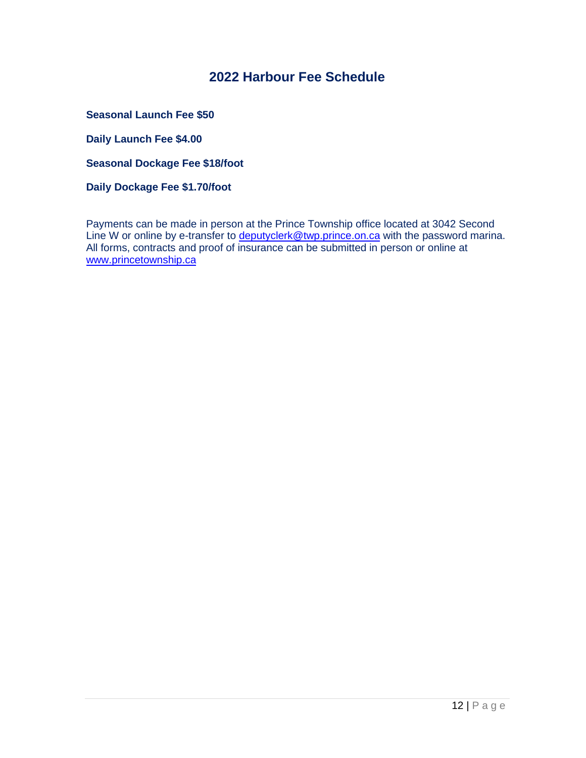## 2022 Harbour Fee Schedule

**Seasonal Launch Fee $50**

**Daily Launch Fee $4.00**

**Seasonal Dockage Fee $18/foot**

**Daily Dockage Fee $1.70/foot**

Payments can be made in person at the Prince Township office located at 3042 Second Line W or online by e-transfer to deputyclerk@twp.prince.on.ca with the password marina. All forms, contracts and proof of insurance can be submitted in person or online at www.princetownship.ca